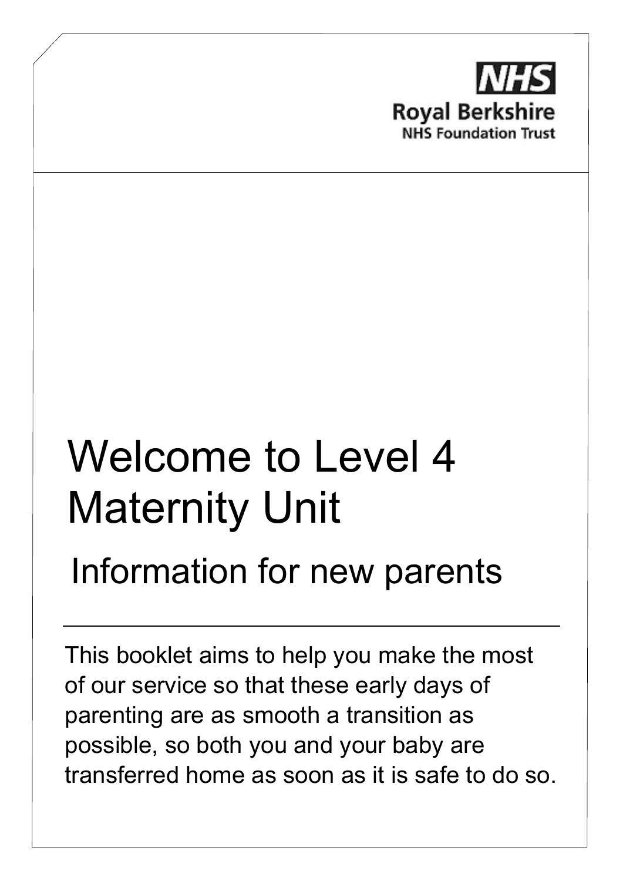NHS
Royal Berkshire
NHS Foundation Trust

# Welcome to Level 4 Maternity Unit

## Information for new parents

This booklet aims to help you make the most of our service so that these early days of parenting are as smooth a transition as possible, so both you and your baby are transferred home as soon as it is safe to do so.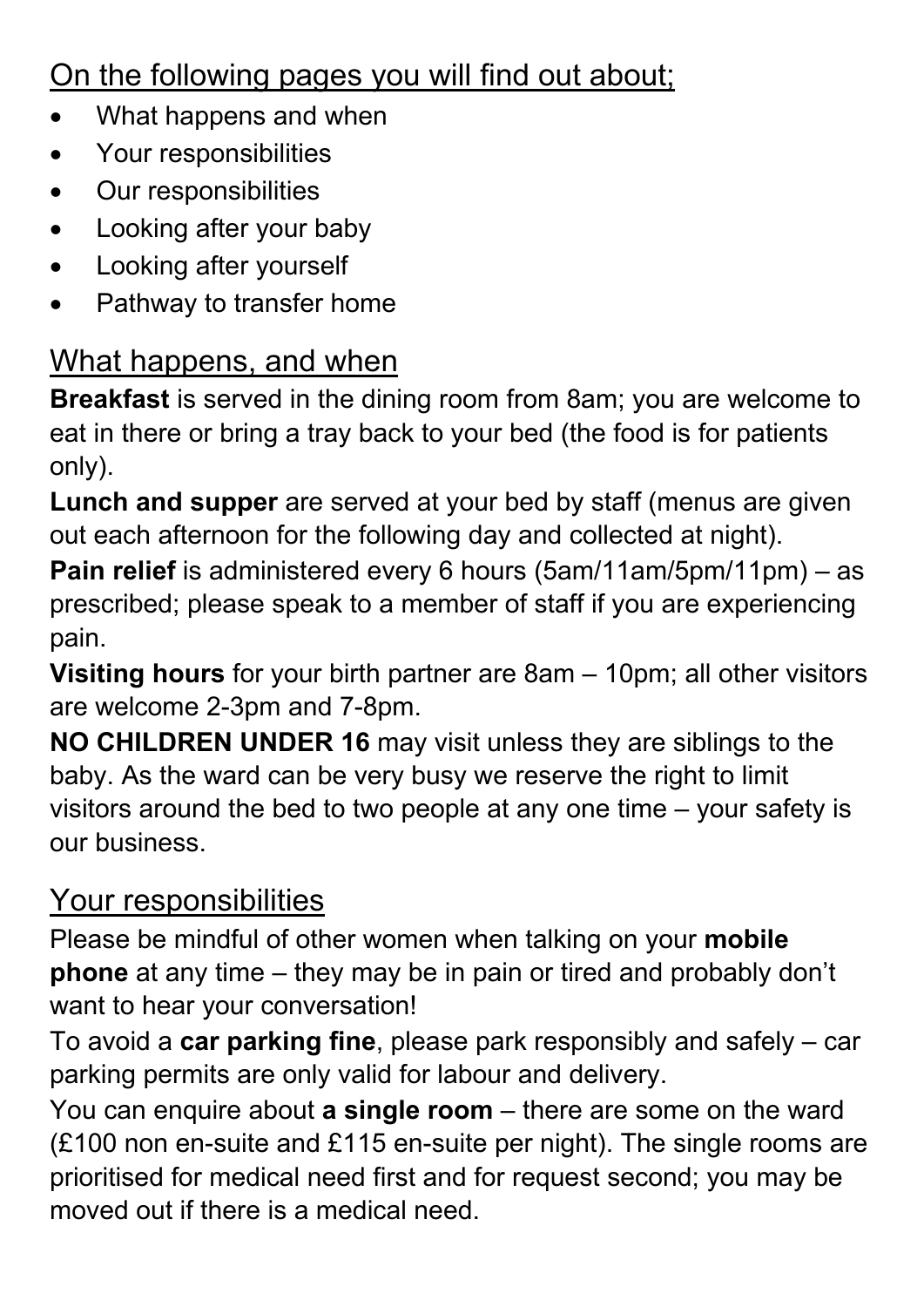## On the following pages you will find out about;

- What happens and when
- Your responsibilities
- Our responsibilities
- Looking after your baby
- Looking after yourself
- Pathway to transfer home

## What happens, and when

**Breakfast** is served in the dining room from 8am; you are welcome to eat in there or bring a tray back to your bed (the food is for patients only).

**Lunch and supper** are served at your bed by staff (menus are given out each afternoon for the following day and collected at night).

**Pain relief** is administered every 6 hours (5am/11am/5pm/11pm) – as prescribed; please speak to a member of staff if you are experiencing pain.

**Visiting hours** for your birth partner are 8am – 10pm; all other visitors are welcome 2-3pm and 7-8pm.

**NO CHILDREN UNDER 16** may visit unless they are siblings to the baby. As the ward can be very busy we reserve the right to limit visitors around the bed to two people at any one time – your safety is our business.

## Your responsibilities

Please be mindful of other women when talking on your **mobile phone** at any time – they may be in pain or tired and probably don't want to hear your conversation!

To avoid a **car parking fine**, please park responsibly and safely – car parking permits are only valid for labour and delivery.

You can enquire about **a single room** – there are some on the ward (£100 non en-suite and £115 en-suite per night). The single rooms are prioritised for medical need first and for request second; you may be moved out if there is a medical need.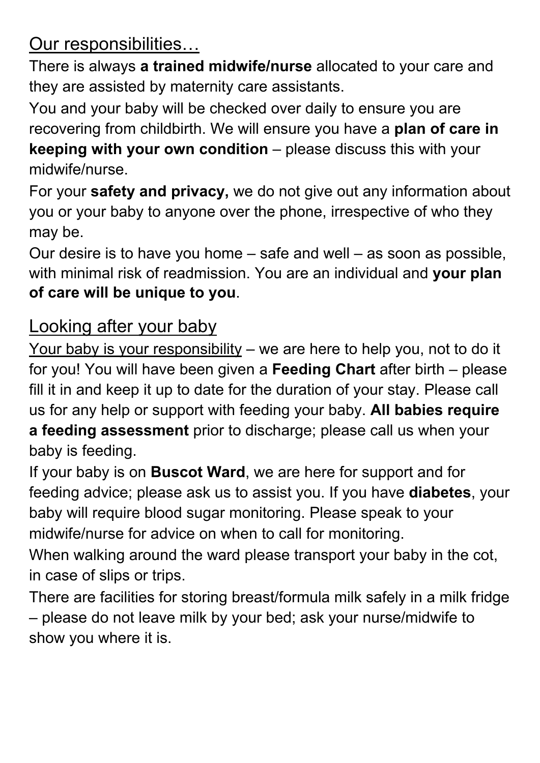## Our responsibilities…

There is always **a trained midwife/nurse** allocated to your care and they are assisted by maternity care assistants.

You and your baby will be checked over daily to ensure you are recovering from childbirth. We will ensure you have a **plan of care in keeping with your own condition** – please discuss this with your midwife/nurse.

For your **safety and privacy,** we do not give out any information about you or your baby to anyone over the phone, irrespective of who they may be.

Our desire is to have you home – safe and well – as soon as possible, with minimal risk of readmission. You are an individual and **your plan of care will be unique to you**.

## Looking after your baby

Your baby is your responsibility – we are here to help you, not to do it for you! You will have been given a **Feeding Chart** after birth – please fill it in and keep it up to date for the duration of your stay. Please call us for any help or support with feeding your baby. **All babies require a feeding assessment** prior to discharge; please call us when your baby is feeding.

If your baby is on **Buscot Ward**, we are here for support and for feeding advice; please ask us to assist you. If you have **diabetes**, your baby will require blood sugar monitoring. Please speak to your midwife/nurse for advice on when to call for monitoring.

When walking around the ward please transport your baby in the cot, in case of slips or trips.

There are facilities for storing breast/formula milk safely in a milk fridge – please do not leave milk by your bed; ask your nurse/midwife to show you where it is.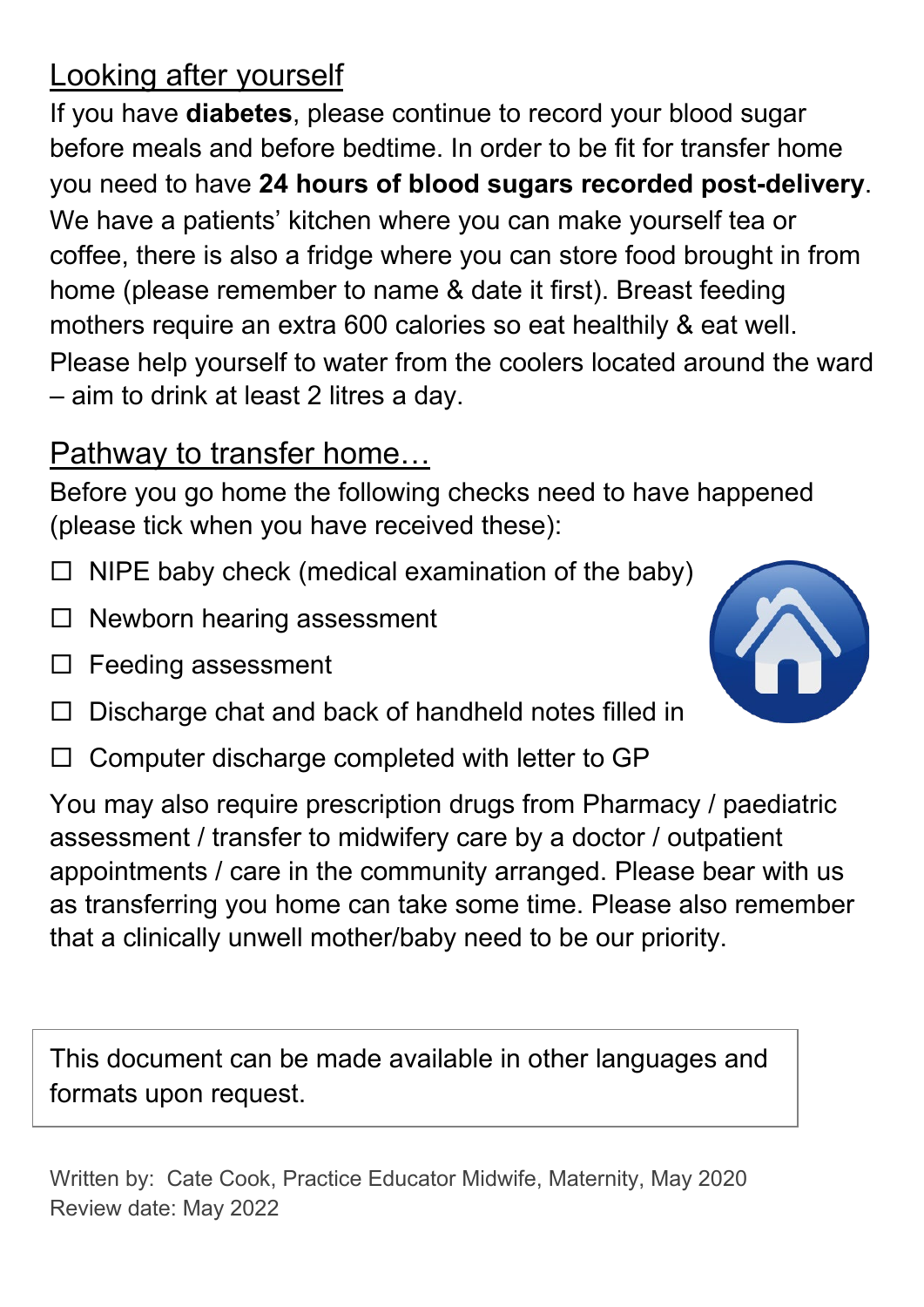## Looking after yourself

If you have **diabetes**, please continue to record your blood sugar before meals and before bedtime. In order to be fit for transfer home you need to have **24 hours of blood sugars recorded post-delivery**. We have a patients' kitchen where you can make yourself tea or coffee, there is also a fridge where you can store food brought in from home (please remember to name & date it first). Breast feeding mothers require an extra 600 calories so eat healthily & eat well. Please help yourself to water from the coolers located around the ward – aim to drink at least 2 litres a day.

## Pathway to transfer home…

Before you go home the following checks need to have happened (please tick when you have received these):

- ☐ NIPE baby check (medical examination of the baby)
- ☐ Newborn hearing assessment
- ☐ Feeding assessment
- ☐ Discharge chat and back of handheld notes filled in
- ☐ Computer discharge completed with letter to GP

You may also require prescription drugs from Pharmacy / paediatric assessment / transfer to midwifery care by a doctor / outpatient appointments / care in the community arranged. Please bear with us as transferring you home can take some time. Please also remember that a clinically unwell mother/baby need to be our priority.

This document can be made available in other languages and formats upon request.

Written by: Cate Cook, Practice Educator Midwife, Maternity, May 2020
Review date: May 2022